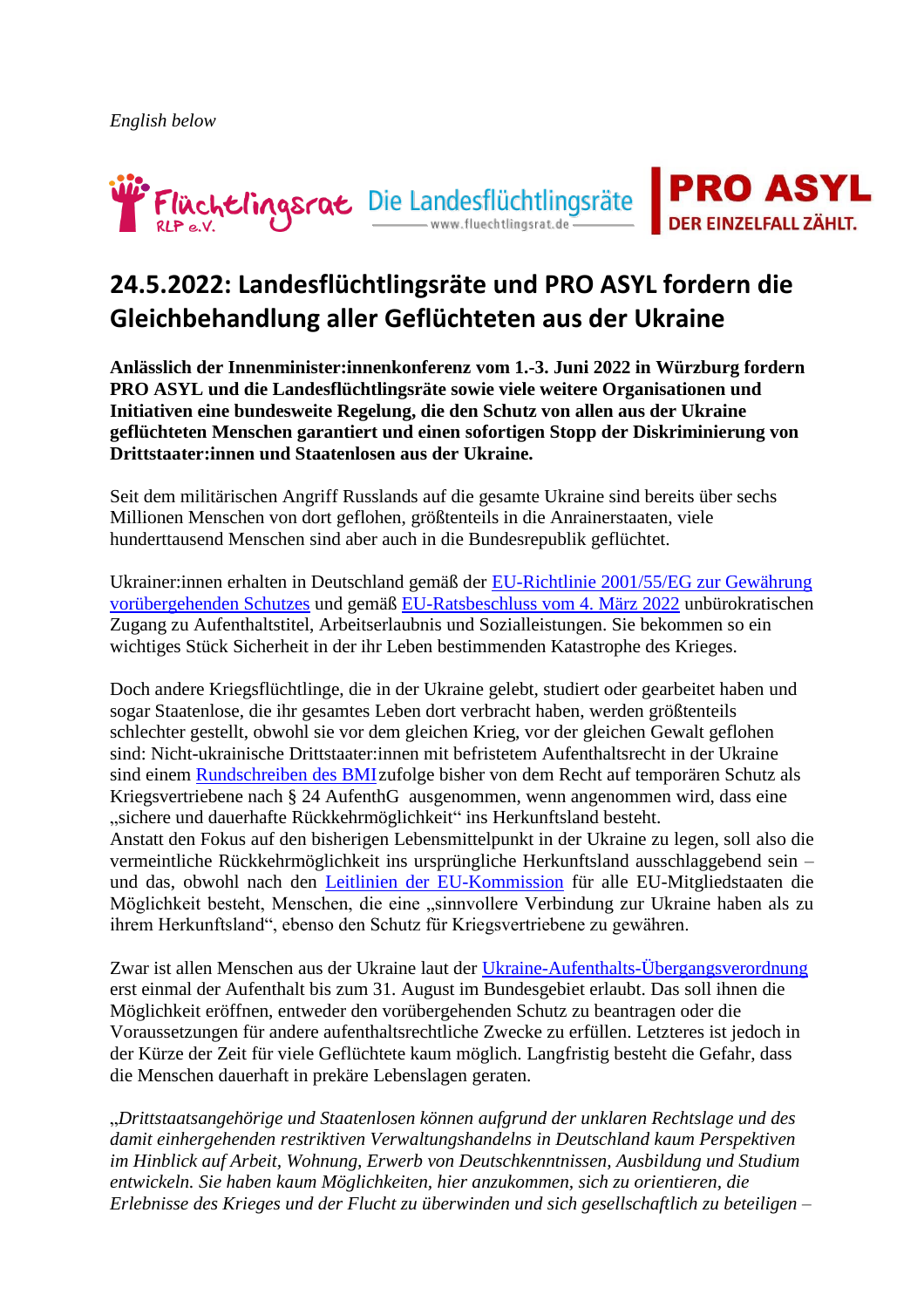*English below*

Flüchtlingsrat RLP e.V. | Die Landesflüchtlingsräte www.fluechtlingsrat.de | PRO ASYL DER EINZELFALL ZÄHLT.

# 24.5.2022: Landesflüchtlingsräte und PRO ASYL fordern die Gleichbehandlung aller Geflüchteten aus der Ukraine

**Anlässlich der Innenminister:innenkonferenz vom 1.-3. Juni 2022 in Würzburg fordern PRO ASYL und die Landesflüchtlingsräte sowie viele weitere Organisationen und Initiativen eine bundesweite Regelung, die den Schutz von allen aus der Ukraine geflüchteten Menschen garantiert und einen sofortigen Stopp der Diskriminierung von Drittstaater:innen und Staatenlosen aus der Ukraine.**

Seit dem militärischen Angriff Russlands auf die gesamte Ukraine sind bereits über sechs Millionen Menschen von dort geflohen, größtenteils in die Anrainerstaaten, viele hunderttausend Menschen sind aber auch in die Bundesrepublik geflüchtet.

Ukrainer:innen erhalten in Deutschland gemäß der [EU-Richtlinie 2001/55/EG zur Gewährung vorübergehenden Schutzes] und gemäß [EU-Ratsbeschluss vom 4. März 2022] unbürokratischen Zugang zu Aufenthaltstitel, Arbeitserlaubnis und Sozialleistungen. Sie bekommen so ein wichtiges Stück Sicherheit in der ihr Leben bestimmenden Katastrophe des Krieges.

Doch andere Kriegsflüchtlinge, die in der Ukraine gelebt, studiert oder gearbeitet haben und sogar Staatenlose, die ihr gesamtes Leben dort verbracht haben, werden größtenteils schlechter gestellt, obwohl sie vor dem gleichen Krieg, vor der gleichen Gewalt geflohen sind: Nicht-ukrainische Drittstaater:innen mit befristetem Aufenthaltsrecht in der Ukraine sind einem [Rundschreiben des BMI] zufolge bisher von dem Recht auf temporären Schutz als Kriegsvertriebene nach § 24 AufenthG ausgenommen, wenn angenommen wird, dass eine „sichere und dauerhafte Rückkehrmöglichkeit“ ins Herkunftsland besteht.
Anstatt den Fokus auf den bisherigen Lebensmittelpunkt in der Ukraine zu legen, soll also die vermeintliche Rückkehrmöglichkeit ins ursprüngliche Herkunftsland ausschlaggebend sein – und das, obwohl nach den [Leitlinien der EU-Kommission] für alle EU-Mitgliedstaaten die Möglichkeit besteht, Menschen, die eine „sinnvollere Verbindung zur Ukraine haben als zu ihrem Herkunftsland“, ebenso den Schutz für Kriegsvertriebene zu gewähren.

Zwar ist allen Menschen aus der Ukraine laut der [Ukraine-Aufenthalts-Übergangsverordnung] erst einmal der Aufenthalt bis zum 31. August im Bundesgebiet erlaubt. Das soll ihnen die Möglichkeit eröffnen, entweder den vorübergehenden Schutz zu beantragen oder die Voraussetzungen für andere aufenthaltsrechtliche Zwecke zu erfüllen. Letzteres ist jedoch in der Kürze der Zeit für viele Geflüchtete kaum möglich. Langfristig besteht die Gefahr, dass die Menschen dauerhaft in prekäre Lebenslagen geraten.

„*Drittstaatsangehörige und Staatenlosen können aufgrund der unklaren Rechtslage und des damit einhergehenden restriktiven Verwaltungshandelns in Deutschland kaum Perspektiven im Hinblick auf Arbeit, Wohnung, Erwerb von Deutschkenntnissen, Ausbildung und Studium entwickeln. Sie haben kaum Möglichkeiten, hier anzukommen, sich zu orientieren, die Erlebnisse des Krieges und der Flucht zu überwinden und sich gesellschaftlich zu beteiligen –*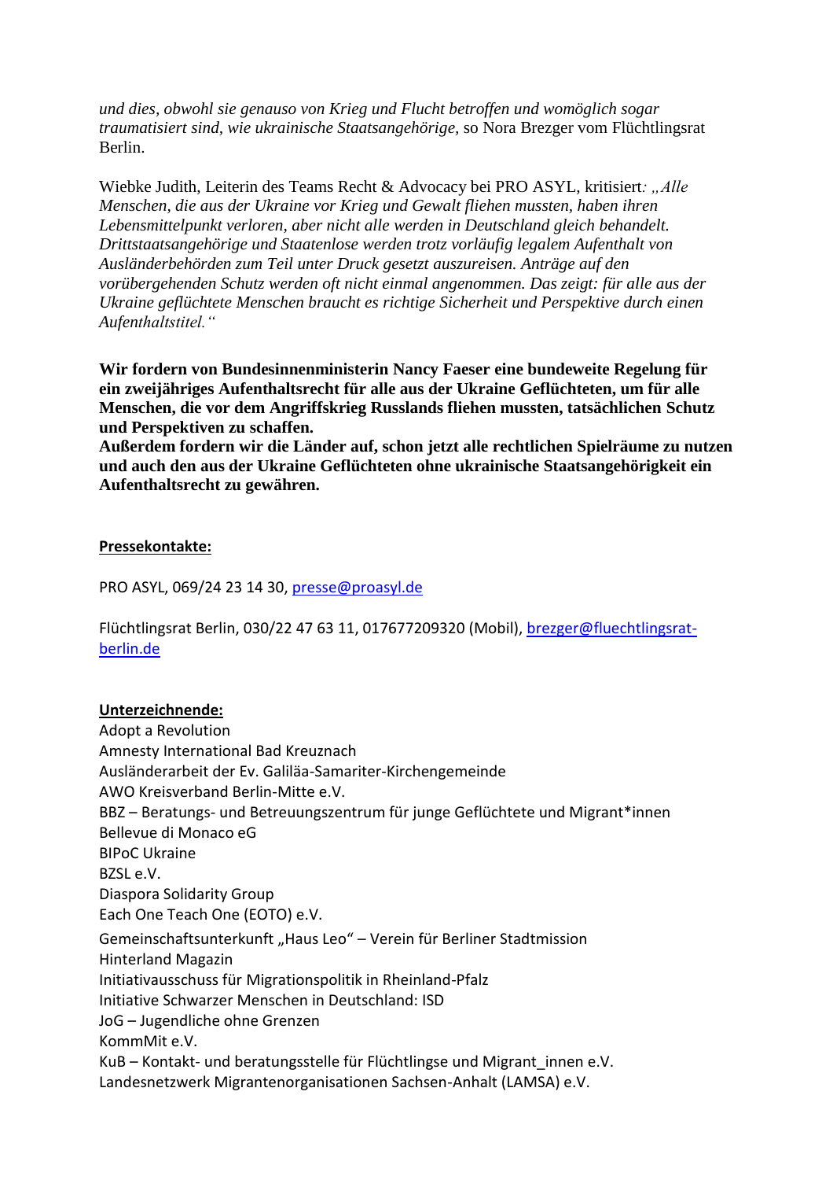*und dies, obwohl sie genauso von Krieg und Flucht betroffen und womöglich sogar traumatisiert sind, wie ukrainische Staatsangehörige*, so Nora Brezger vom Flüchtlingsrat Berlin.

Wiebke Judith, Leiterin des Teams Recht & Advocacy bei PRO ASYL, kritisiert*: „Alle Menschen, die aus der Ukraine vor Krieg und Gewalt fliehen mussten, haben ihren Lebensmittelpunkt verloren, aber nicht alle werden in Deutschland gleich behandelt. Drittstaatsangehörige und Staatenlose werden trotz vorläufig legalem Aufenthalt von Ausländerbehörden zum Teil unter Druck gesetzt auszureisen. Anträge auf den vorübergehenden Schutz werden oft nicht einmal angenommen. Das zeigt: für alle aus der Ukraine geflüchtete Menschen braucht es richtige Sicherheit und Perspektive durch einen Aufenthaltstitel."*

**Wir fordern von Bundesinnenministerin Nancy Faeser eine bundeweite Regelung für ein zweijähriges Aufenthaltsrecht für alle aus der Ukraine Geflüchteten, um für alle Menschen, die vor dem Angriffskrieg Russlands fliehen mussten, tatsächlichen Schutz und Perspektiven zu schaffen.**
**Außerdem fordern wir die Länder auf, schon jetzt alle rechtlichen Spielräume zu nutzen und auch den aus der Ukraine Geflüchteten ohne ukrainische Staatsangehörigkeit ein Aufenthaltsrecht zu gewähren.**

**Pressekontakte:**

PRO ASYL, 069/24 23 14 30, presse@proasyl.de

Flüchtlingsrat Berlin, 030/22 47 63 11, 017677209320 (Mobil), brezger@fluechtlingsrat-berlin.de

**Unterzeichnende:**
Adopt a Revolution
Amnesty International Bad Kreuznach
Ausländerarbeit der Ev. Galiläa-Samariter-Kirchengemeinde
AWO Kreisverband Berlin-Mitte e.V.
BBZ – Beratungs- und Betreuungszentrum für junge Geflüchtete und Migrant*innen
Bellevue di Monaco eG
BIPoC Ukraine
BZSL e.V.
Diaspora Solidarity Group
Each One Teach One (EOTO) e.V.
Gemeinschaftsunterkunft „Haus Leo" – Verein für Berliner Stadtmission
Hinterland Magazin
Initiativausschuss für Migrationspolitik in Rheinland-Pfalz
Initiative Schwarzer Menschen in Deutschland: ISD
JoG – Jugendliche ohne Grenzen
KommMit e.V.
KuB – Kontakt- und beratungsstelle für Flüchtlingse und Migrant_innen e.V.
Landesnetzwerk Migrantenorganisationen Sachsen-Anhalt (LAMSA) e.V.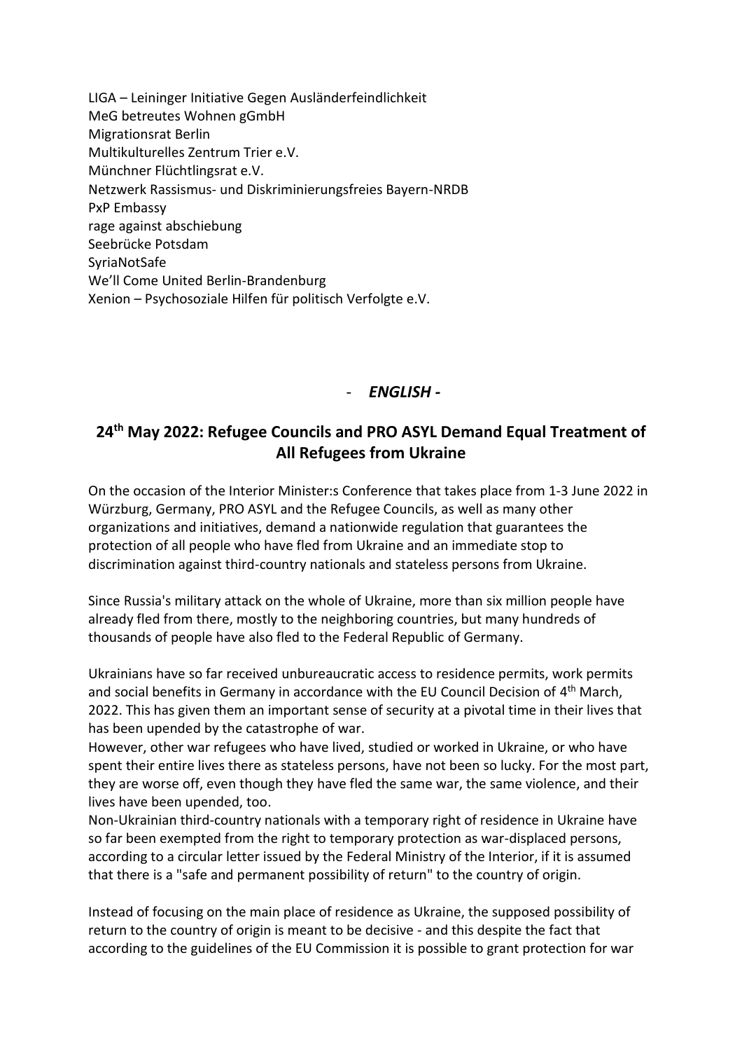LIGA – Leininger Initiative Gegen Ausländerfeindlichkeit
MeG betreutes Wohnen gGmbH
Migrationsrat Berlin
Multikulturelles Zentrum Trier e.V.
Münchner Flüchtlingsrat e.V.
Netzwerk Rassismus- und Diskriminierungsfreies Bayern-NRDB
PxP Embassy
rage against abschiebung
Seebrücke Potsdam
SyriaNotSafe
We'll Come United Berlin-Brandenburg
Xenion – Psychosoziale Hilfen für politisch Verfolgte e.V.

- ***ENGLISH -***

## 24th May 2022: Refugee Councils and PRO ASYL Demand Equal Treatment of All Refugees from Ukraine

On the occasion of the Interior Minister:s Conference that takes place from 1-3 June 2022 in Würzburg, Germany, PRO ASYL and the Refugee Councils, as well as many other organizations and initiatives, demand a nationwide regulation that guarantees the protection of all people who have fled from Ukraine and an immediate stop to discrimination against third-country nationals and stateless persons from Ukraine.

Since Russia's military attack on the whole of Ukraine, more than six million people have already fled from there, mostly to the neighboring countries, but many hundreds of thousands of people have also fled to the Federal Republic of Germany.

Ukrainians have so far received unbureaucratic access to residence permits, work permits and social benefits in Germany in accordance with the EU Council Decision of 4th March, 2022. This has given them an important sense of security at a pivotal time in their lives that has been upended by the catastrophe of war.
However, other war refugees who have lived, studied or worked in Ukraine, or who have spent their entire lives there as stateless persons, have not been so lucky. For the most part, they are worse off, even though they have fled the same war, the same violence, and their lives have been upended, too.
Non-Ukrainian third-country nationals with a temporary right of residence in Ukraine have so far been exempted from the right to temporary protection as war-displaced persons, according to a circular letter issued by the Federal Ministry of the Interior, if it is assumed that there is a "safe and permanent possibility of return" to the country of origin.

Instead of focusing on the main place of residence as Ukraine, the supposed possibility of return to the country of origin is meant to be decisive - and this despite the fact that according to the guidelines of the EU Commission it is possible to grant protection for war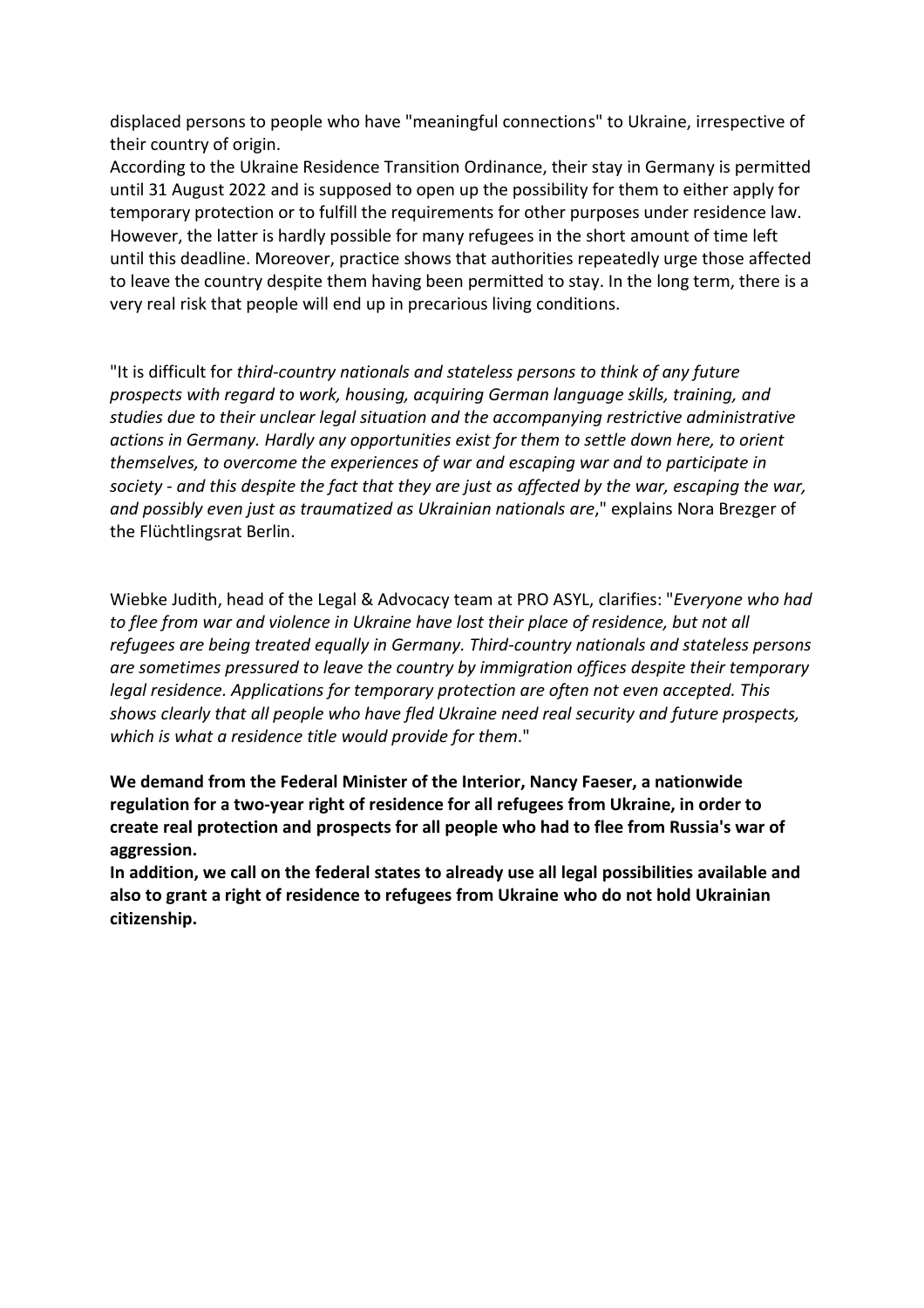displaced persons to people who have "meaningful connections" to Ukraine, irrespective of their country of origin.
According to the Ukraine Residence Transition Ordinance, their stay in Germany is permitted until 31 August 2022 and is supposed to open up the possibility for them to either apply for temporary protection or to fulfill the requirements for other purposes under residence law. However, the latter is hardly possible for many refugees in the short amount of time left until this deadline. Moreover, practice shows that authorities repeatedly urge those affected to leave the country despite them having been permitted to stay. In the long term, there is a very real risk that people will end up in precarious living conditions.

"It is difficult for *third-country nationals and stateless persons to think of any future prospects with regard to work, housing, acquiring German language skills, training, and studies due to their unclear legal situation and the accompanying restrictive administrative actions in Germany. Hardly any opportunities exist for them to settle down here, to orient themselves, to overcome the experiences of war and escaping war and to participate in society - and this despite the fact that they are just as affected by the war, escaping the war, and possibly even just as traumatized as Ukrainian nationals are*," explains Nora Brezger of the Flüchtlingsrat Berlin.

Wiebke Judith, head of the Legal & Advocacy team at PRO ASYL, clarifies: "*Everyone who had to flee from war and violence in Ukraine have lost their place of residence, but not all refugees are being treated equally in Germany. Third-country nationals and stateless persons are sometimes pressured to leave the country by immigration offices despite their temporary legal residence. Applications for temporary protection are often not even accepted. This shows clearly that all people who have fled Ukraine need real security and future prospects, which is what a residence title would provide for them*."

**We demand from the Federal Minister of the Interior, Nancy Faeser, a nationwide regulation for a two-year right of residence for all refugees from Ukraine, in order to create real protection and prospects for all people who had to flee from Russia's war of aggression.**
**In addition, we call on the federal states to already use all legal possibilities available and also to grant a right of residence to refugees from Ukraine who do not hold Ukrainian citizenship.**